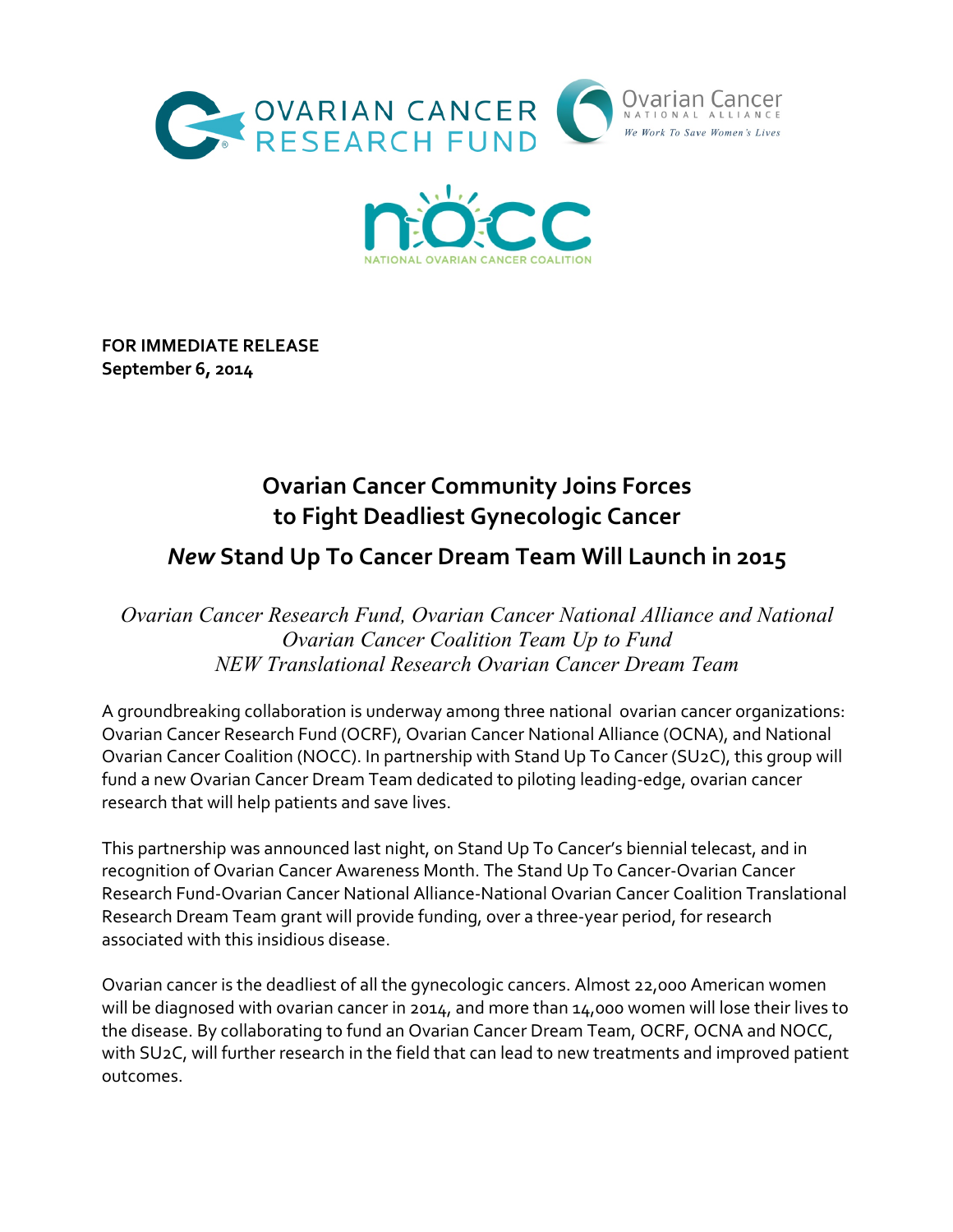**FOR IMMEDIATE RELEASE**
**September 6, 2014**

## Ovarian Cancer Community Joins Forces to Fight Deadliest Gynecologic Cancer

## *New* Stand Up To Cancer Dream Team Will Launch in 2015

*Ovarian Cancer Research Fund, Ovarian Cancer National Alliance and National Ovarian Cancer Coalition Team Up to Fund NEW Translational Research Ovarian Cancer Dream Team*

A groundbreaking collaboration is underway among three national ovarian cancer organizations: Ovarian Cancer Research Fund (OCRF), Ovarian Cancer National Alliance (OCNA), and National Ovarian Cancer Coalition (NOCC). In partnership with Stand Up To Cancer (SU2C), this group will fund a new Ovarian Cancer Dream Team dedicated to piloting leading-edge, ovarian cancer research that will help patients and save lives.

This partnership was announced last night, on Stand Up To Cancer's biennial telecast, and in recognition of Ovarian Cancer Awareness Month. The Stand Up To Cancer-Ovarian Cancer Research Fund-Ovarian Cancer National Alliance-National Ovarian Cancer Coalition Translational Research Dream Team grant will provide funding, over a three-year period, for research associated with this insidious disease.

Ovarian cancer is the deadliest of all the gynecologic cancers. Almost 22,000 American women will be diagnosed with ovarian cancer in 2014, and more than 14,000 women will lose their lives to the disease. By collaborating to fund an Ovarian Cancer Dream Team, OCRF, OCNA and NOCC, with SU2C, will further research in the field that can lead to new treatments and improved patient outcomes.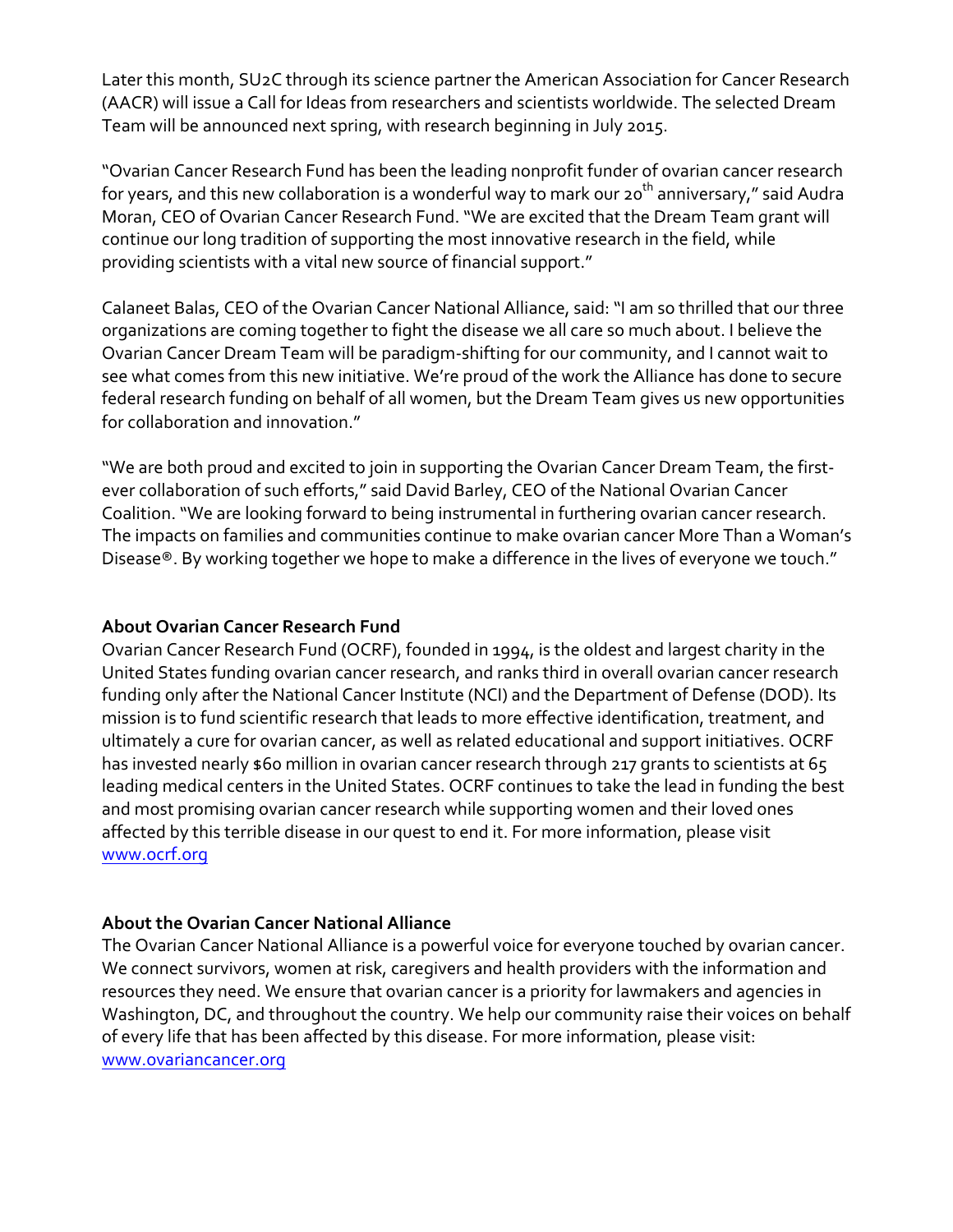Later this month, SU2C through its science partner the American Association for Cancer Research (AACR) will issue a Call for Ideas from researchers and scientists worldwide. The selected Dream Team will be announced next spring, with research beginning in July 2015.

"Ovarian Cancer Research Fund has been the leading nonprofit funder of ovarian cancer research for years, and this new collaboration is a wonderful way to mark our 20th anniversary," said Audra Moran, CEO of Ovarian Cancer Research Fund. "We are excited that the Dream Team grant will continue our long tradition of supporting the most innovative research in the field, while providing scientists with a vital new source of financial support."

Calaneet Balas, CEO of the Ovarian Cancer National Alliance, said: "I am so thrilled that our three organizations are coming together to fight the disease we all care so much about. I believe the Ovarian Cancer Dream Team will be paradigm-shifting for our community, and I cannot wait to see what comes from this new initiative. We're proud of the work the Alliance has done to secure federal research funding on behalf of all women, but the Dream Team gives us new opportunities for collaboration and innovation."

"We are both proud and excited to join in supporting the Ovarian Cancer Dream Team, the first-ever collaboration of such efforts," said David Barley, CEO of the National Ovarian Cancer Coalition. "We are looking forward to being instrumental in furthering ovarian cancer research. The impacts on families and communities continue to make ovarian cancer More Than a Woman's Disease®. By working together we hope to make a difference in the lives of everyone we touch."

**About Ovarian Cancer Research Fund**

Ovarian Cancer Research Fund (OCRF), founded in 1994, is the oldest and largest charity in the United States funding ovarian cancer research, and ranks third in overall ovarian cancer research funding only after the National Cancer Institute (NCI) and the Department of Defense (DOD). Its mission is to fund scientific research that leads to more effective identification, treatment, and ultimately a cure for ovarian cancer, as well as related educational and support initiatives. OCRF has invested nearly $60 million in ovarian cancer research through 217 grants to scientists at 65 leading medical centers in the United States. OCRF continues to take the lead in funding the best and most promising ovarian cancer research while supporting women and their loved ones affected by this terrible disease in our quest to end it. For more information, please visit www.ocrf.org

**About the Ovarian Cancer National Alliance**

The Ovarian Cancer National Alliance is a powerful voice for everyone touched by ovarian cancer. We connect survivors, women at risk, caregivers and health providers with the information and resources they need. We ensure that ovarian cancer is a priority for lawmakers and agencies in Washington, DC, and throughout the country. We help our community raise their voices on behalf of every life that has been affected by this disease. For more information, please visit: www.ovariancancer.org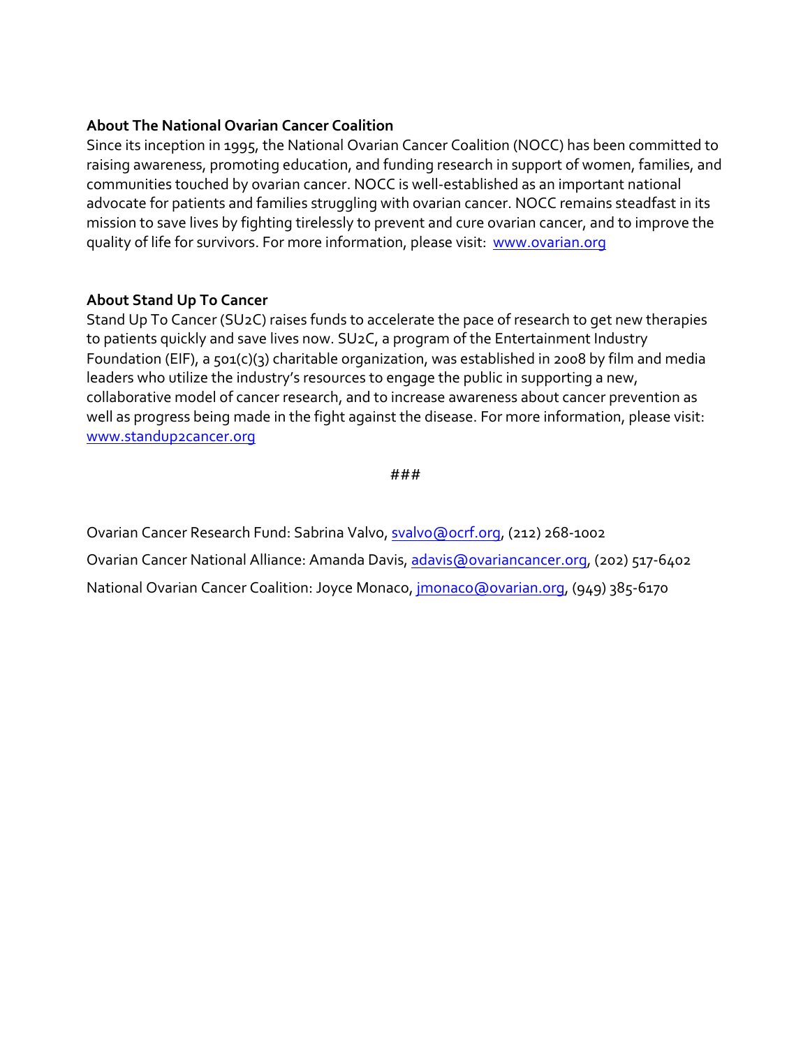**About The National Ovarian Cancer Coalition**

Since its inception in 1995, the National Ovarian Cancer Coalition (NOCC) has been committed to raising awareness, promoting education, and funding research in support of women, families, and communities touched by ovarian cancer. NOCC is well-established as an important national advocate for patients and families struggling with ovarian cancer. NOCC remains steadfast in its mission to save lives by fighting tirelessly to prevent and cure ovarian cancer, and to improve the quality of life for survivors. For more information, please visit: www.ovarian.org

**About Stand Up To Cancer**

Stand Up To Cancer (SU2C) raises funds to accelerate the pace of research to get new therapies to patients quickly and save lives now. SU2C, a program of the Entertainment Industry Foundation (EIF), a 501(c)(3) charitable organization, was established in 2008 by film and media leaders who utilize the industry's resources to engage the public in supporting a new, collaborative model of cancer research, and to increase awareness about cancer prevention as well as progress being made in the fight against the disease. For more information, please visit: www.standup2cancer.org

###

Ovarian Cancer Research Fund: Sabrina Valvo, svalvo@ocrf.org, (212) 268-1002

Ovarian Cancer National Alliance: Amanda Davis, adavis@ovariancancer.org, (202) 517-6402

National Ovarian Cancer Coalition: Joyce Monaco, jmonaco@ovarian.org, (949) 385-6170